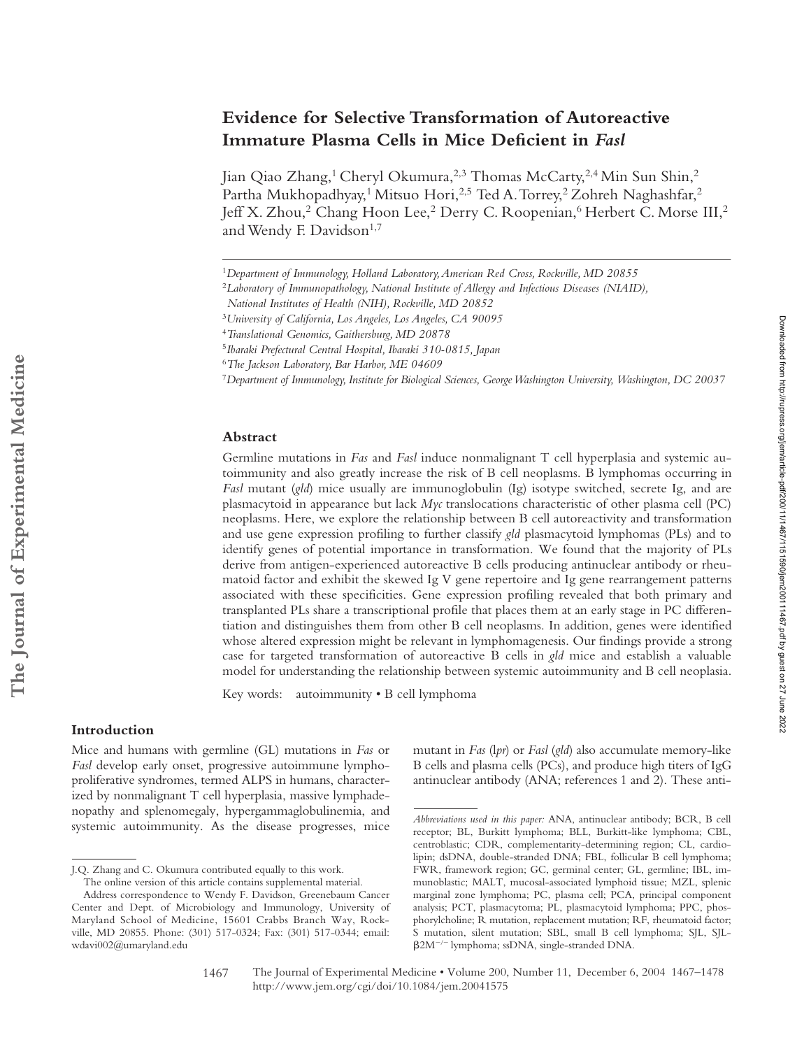# Evidence for Selective Transformation of Autoreactive Immature Plasma Cells in Mice Deficient in *Fasl*

Jian Qiao Zhang,[1] Cheryl Okumura,[2,3] Thomas McCarty,[2,4] Min Sun Shin,[2] Partha Mukhopadhyay,[1] Mitsuo Hori,[2,5] Ted A. Torrey,[2] Zohreh Naghashfar,[2] Jeff X. Zhou,[2] Chang Hoon Lee,[2] Derry C. Roopenian,[6] Herbert C. Morse III,[2] and Wendy F. Davidson[1,7]

[1]*Department of Immunology, Holland Laboratory, American Red Cross, Rockville, MD 20855*

[2]*Laboratory of Immunopathology, National Institute of Allergy and Infectious Diseases (NIAID), National Institutes of Health (NIH), Rockville, MD 20852*

[3]*University of California, Los Angeles, Los Angeles, CA 90095*

[4]*Translational Genomics, Gaithersburg, MD 20878*

[5]*Ibaraki Prefectural Central Hospital, Ibaraki 310-0815, Japan*

[6]*The Jackson Laboratory, Bar Harbor, ME 04609*

[7]*Department of Immunology, Institute for Biological Sciences, George Washington University, Washington, DC 20037*

## Abstract

Germline mutations in *Fas* and *Fasl* induce nonmalignant T cell hyperplasia and systemic autoimmunity and also greatly increase the risk of B cell neoplasms. B lymphomas occurring in *Fasl* mutant (*gld*) mice usually are immunoglobulin (Ig) isotype switched, secrete Ig, and are plasmacytoid in appearance but lack *Myc* translocations characteristic of other plasma cell (PC) neoplasms. Here, we explore the relationship between B cell autoreactivity and transformation and use gene expression profiling to further classify *gld* plasmacytoid lymphomas (PLs) and to identify genes of potential importance in transformation. We found that the majority of PLs derive from antigen-experienced autoreactive B cells producing antinuclear antibody or rheumatoid factor and exhibit the skewed Ig V gene repertoire and Ig gene rearrangement patterns associated with these specificities. Gene expression profiling revealed that both primary and transplanted PLs share a transcriptional profile that places them at an early stage in PC differentiation and distinguishes them from other B cell neoplasms. In addition, genes were identified whose altered expression might be relevant in lymphomagenesis. Our findings provide a strong case for targeted transformation of autoreactive B cells in *gld* mice and establish a valuable model for understanding the relationship between systemic autoimmunity and B cell neoplasia.

Key words: autoimmunity • B cell lymphoma

## Introduction

Mice and humans with germline (GL) mutations in *Fas* or *Fasl* develop early onset, progressive autoimmune lymphoproliferative syndromes, termed ALPS in humans, characterized by nonmalignant T cell hyperplasia, massive lymphadenopathy and splenomegaly, hypergammaglobulinemia, and systemic autoimmunity. As the disease progresses, mice mutant in *Fas* (*lpr*) or *Fasl* (*gld*) also accumulate memory-like B cells and plasma cells (PCs), and produce high titers of IgG antinuclear antibody (ANA; references 1 and 2). These anti-

---

J.Q. Zhang and C. Okumura contributed equally to this work.

The online version of this article contains supplemental material.

Address correspondence to Wendy F. Davidson, Greenebaum Cancer Center and Dept. of Microbiology and Immunology, University of Maryland School of Medicine, 15601 Crabbs Branch Way, Rockville, MD 20855. Phone: (301) 517-0324; Fax: (301) 517-0344; email: wdavi002@umaryland.edu

*Abbreviations used in this paper:* ANA, antinuclear antibody; BCR, B cell receptor; BL, Burkitt lymphoma; BLL, Burkitt-like lymphoma; CBL, centroblastic; CDR, complementarity-determining region; CL, cardiolipin; dsDNA, double-stranded DNA; FBL, follicular B cell lymphoma; FWR, framework region; GC, germinal center; GL, germline; IBL, immunoblastic; MALT, mucosal-associated lymphoid tissue; MZL, splenic marginal zone lymphoma; PC, plasma cell; PCA, principal component analysis; PCT, plasmacytoma; PL, plasmacytoid lymphoma; PPC, phosphorylcholine; R mutation, replacement mutation; RF, rheumatoid factor; S mutation, silent mutation; SBL, small B cell lymphoma; SJL, SJL-$\beta 2M^{-/-}$ lymphoma; ssDNA, single-stranded DNA.

http://www.jem.org/cgi/doi/10.1084/jem.20041575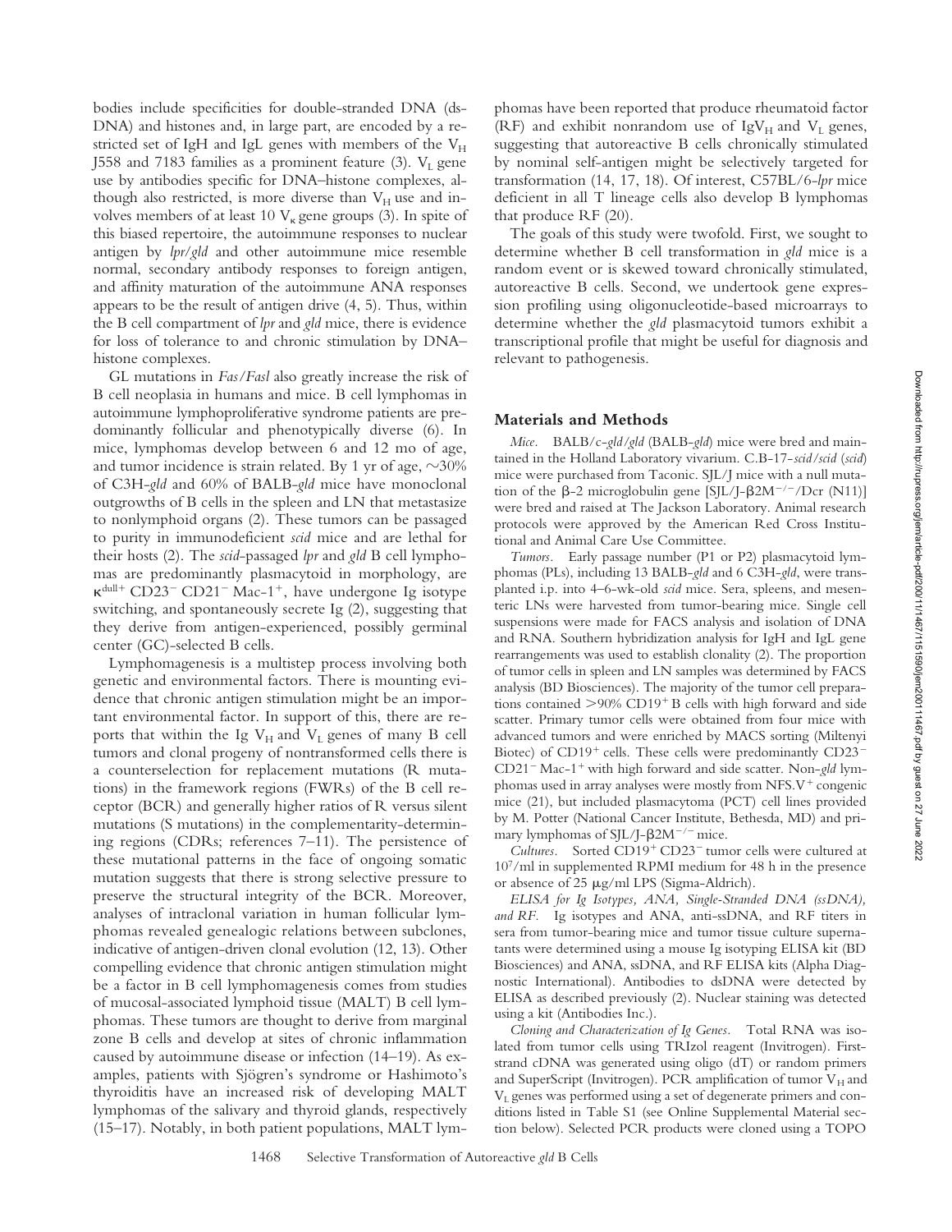bodies include specificities for double-stranded DNA (dsDNA) and histones and, in large part, are encoded by a restricted set of IgH and IgL genes with members of the $V_H$ J558 and 7183 families as a prominent feature (3). $V_L$ gene use by antibodies specific for DNA–histone complexes, although also restricted, is more diverse than $V_H$ use and involves members of at least 10 $V_\kappa$ gene groups (3). In spite of this biased repertoire, the autoimmune responses to nuclear antigen by *lpr/gld* and other autoimmune mice resemble normal, secondary antibody responses to foreign antigen, and affinity maturation of the autoimmune ANA responses appears to be the result of antigen drive (4, 5). Thus, within the B cell compartment of *lpr* and *gld* mice, there is evidence for loss of tolerance to and chronic stimulation by DNA–histone complexes.

GL mutations in *Fas/Fasl* also greatly increase the risk of B cell neoplasia in humans and mice. B cell lymphomas in autoimmune lymphoproliferative syndrome patients are predominantly follicular and phenotypically diverse (6). In mice, lymphomas develop between 6 and 12 mo of age, and tumor incidence is strain related. By 1 yr of age, ~30% of C3H-*gld* and 60% of BALB-*gld* mice have monoclonal outgrowths of B cells in the spleen and LN that metastasize to nonlymphoid organs (2). These tumors can be passaged to purity in immunodeficient *scid* mice and are lethal for their hosts (2). The *scid*-passaged *lpr* and *gld* B cell lymphomas are predominantly plasmacytoid in morphology, are $\kappa^{dull+}$ $CD23^-$ $CD21^-$ Mac-$1^+$, have undergone Ig isotype switching, and spontaneously secrete Ig (2), suggesting that they derive from antigen-experienced, possibly germinal center (GC)-selected B cells.

Lymphomagenesis is a multistep process involving both genetic and environmental factors. There is mounting evidence that chronic antigen stimulation might be an important environmental factor. In support of this, there are reports that within the Ig $V_H$ and $V_L$ genes of many B cell tumors and clonal progeny of nontransformed cells there is a counterselection for replacement mutations (R mutations) in the framework regions (FWRs) of the B cell receptor (BCR) and generally higher ratios of R versus silent mutations (S mutations) in the complementarity-determining regions (CDRs; references 7–11). The persistence of these mutational patterns in the face of ongoing somatic mutation suggests that there is strong selective pressure to preserve the structural integrity of the BCR. Moreover, analyses of intraclonal variation in human follicular lymphomas revealed genealogic relations between subclones, indicative of antigen-driven clonal evolution (12, 13). Other compelling evidence that chronic antigen stimulation might be a factor in B cell lymphomagenesis comes from studies of mucosal-associated lymphoid tissue (MALT) B cell lymphomas. These tumors are thought to derive from marginal zone B cells and develop at sites of chronic inflammation caused by autoimmune disease or infection (14–19). As examples, patients with Sjögren's syndrome or Hashimoto's thyroiditis have an increased risk of developing MALT lymphomas of the salivary and thyroid glands, respectively (15–17). Notably, in both patient populations, MALT lymphomas have been reported that produce rheumatoid factor (RF) and exhibit nonrandom use of Ig$V_H$ and $V_L$ genes, suggesting that autoreactive B cells chronically stimulated by nominal self-antigen might be selectively targeted for transformation (14, 17, 18). Of interest, C57BL/6-*lpr* mice deficient in all T lineage cells also develop B lymphomas that produce RF (20).

The goals of this study were twofold. First, we sought to determine whether B cell transformation in *gld* mice is a random event or is skewed toward chronically stimulated, autoreactive B cells. Second, we undertook gene expression profiling using oligonucleotide-based microarrays to determine whether the *gld* plasmacytoid tumors exhibit a transcriptional profile that might be useful for diagnosis and relevant to pathogenesis.

## Materials and Methods

*Mice.* BALB/c-*gld/gld* (BALB-*gld*) mice were bred and maintained in the Holland Laboratory vivarium. C.B-17-*scid/scid* (*scid*) mice were purchased from Taconic. SJL/J mice with a null mutation of the β-2 microglobulin gene [SJL/J-β2M$^{-/-}$/Dcr (N11)] were bred and raised at The Jackson Laboratory. Animal research protocols were approved by the American Red Cross Institutional and Animal Care Use Committee.

*Tumors.* Early passage number (P1 or P2) plasmacytoid lymphomas (PLs), including 13 BALB-*gld* and 6 C3H-*gld*, were transplanted i.p. into 4–6-wk-old *scid* mice. Sera, spleens, and mesenteric LNs were harvested from tumor-bearing mice. Single cell suspensions were made for FACS analysis and isolation of DNA and RNA. Southern hybridization analysis for IgH and IgL gene rearrangements was used to establish clonality (2). The proportion of tumor cells in spleen and LN samples was determined by FACS analysis (BD Biosciences). The majority of the tumor cell preparations contained >90% $CD19^+$ B cells with high forward and side scatter. Primary tumor cells were obtained from four mice with advanced tumors and were enriched by MACS sorting (Miltenyi Biotec) of $CD19^+$ cells. These cells were predominantly $CD23^-$ $CD21^-$ Mac-$1^+$ with high forward and side scatter. Non-*gld* lymphomas used in array analyses were mostly from NFS.$V^+$ congenic mice (21), but included plasmacytoma (PCT) cell lines provided by M. Potter (National Cancer Institute, Bethesda, MD) and primary lymphomas of SJL/J-β2M$^{-/-}$ mice.

*Cultures.* Sorted $CD19^+$ $CD23^-$ tumor cells were cultured at $10^7$/ml in supplemented RPMI medium for 48 h in the presence or absence of 25 μg/ml LPS (Sigma-Aldrich).

*ELISA for Ig Isotypes, ANA, Single-Stranded DNA (ssDNA), and RF.* Ig isotypes and ANA, anti-ssDNA, and RF titers in sera from tumor-bearing mice and tumor tissue culture supernatants were determined using a mouse Ig isotyping ELISA kit (BD Biosciences) and ANA, ssDNA, and RF ELISA kits (Alpha Diagnostic International). Antibodies to dsDNA were detected by ELISA as described previously (2). Nuclear staining was detected using a kit (Antibodies Inc.).

*Cloning and Characterization of Ig Genes.* Total RNA was isolated from tumor cells using TRIzol reagent (Invitrogen). First-strand cDNA was generated using oligo (dT) or random primers and SuperScript (Invitrogen). PCR amplification of tumor $V_H$ and $V_L$ genes was performed using a set of degenerate primers and conditions listed in Table S1 (see Online Supplemental Material section below). Selected PCR products were cloned using a TOPO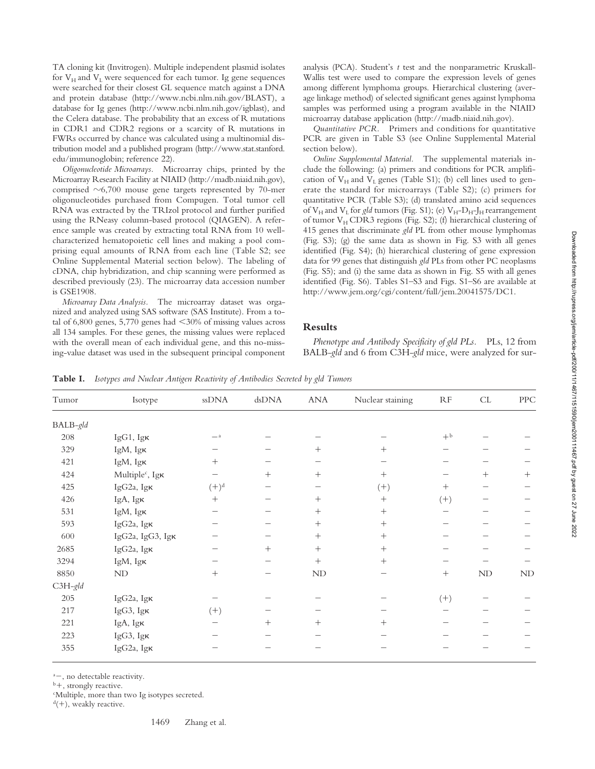TA cloning kit (Invitrogen). Multiple independent plasmid isolates for $V_H$ and $V_L$ were sequenced for each tumor. Ig gene sequences were searched for their closest GL sequence match against a DNA and protein database (http://www.ncbi.nlm.nih.gov/BLAST), a database for Ig genes (http://www.ncbi.nlm.nih.gov/igblast), and the Celera database. The probability that an excess of R mutations in CDR1 and CDR2 regions or a scarcity of R mutations in FWRs occurred by chance was calculated using a multinomial distribution model and a published program (http://www.stat.stanford.edu/immunoglobin; reference 22).

*Oligonucleotide Microarrays.* Microarray chips, printed by the Microarray Research Facility at NIAID (http://madb.niaid.nih.gov), comprised ~6,700 mouse gene targets represented by 70-mer oligonucleotides purchased from Compugen. Total tumor cell RNA was extracted by the TRIzol protocol and further purified using the RNeasy column-based protocol (QIAGEN). A reference sample was created by extracting total RNA from 10 well-characterized hematopoietic cell lines and making a pool comprising equal amounts of RNA from each line (Table S2; see Online Supplemental Material section below). The labeling of cDNA, chip hybridization, and chip scanning were performed as described previously (23). The microarray data accession number is GSE1908.

*Microarray Data Analysis.* The microarray dataset was organized and analyzed using SAS software (SAS Institute). From a total of 6,800 genes, 5,770 genes had <30% of missing values across all 134 samples. For these genes, the missing values were replaced with the overall mean of each individual gene, and this no-missing-value dataset was used in the subsequent principal component analysis (PCA). Student's *t* test and the nonparametric Kruskall-Wallis test were used to compare the expression levels of genes among different lymphoma groups. Hierarchical clustering (average linkage method) of selected significant genes against lymphoma samples was performed using a program available in the NIAID microarray database application (http://madb.niaid.nih.gov).

*Quantitative PCR.* Primers and conditions for quantitative PCR are given in Table S3 (see Online Supplemental Material section below).

*Online Supplemental Material.* The supplemental materials include the following: (a) primers and conditions for PCR amplification of $V_H$ and $V_L$ genes (Table S1); (b) cell lines used to generate the standard for microarrays (Table S2); (c) primers for quantitative PCR (Table S3); (d) translated amino acid sequences of $V_H$ and $V_L$ for *gld* tumors (Fig. S1); (e) $V_H$-$D_H$-$J_H$ rearrangement of tumor $V_H$ CDR3 regions (Fig. S2); (f) hierarchical clustering of 415 genes that discriminate *gld* PL from other mouse lymphomas (Fig. S3); (g) the same data as shown in Fig. S3 with all genes identified (Fig. S4); (h) hierarchical clustering of gene expression data for 99 genes that distinguish *gld* PLs from other PC neoplasms (Fig. S5); and (i) the same data as shown in Fig. S5 with all genes identified (Fig. S6). Tables S1–S3 and Figs. S1–S6 are available at http://www.jem.org/cgi/content/full/jem.20041575/DC1.

## Results

*Phenotype and Antibody Specificity of gld PLs.* PLs, 12 from BALB-*gld* and 6 from C3H-*gld* mice, were analyzed for sur-

**Table I.** *Isotypes and Nuclear Antigen Reactivity of Antibodies Secreted by gld Tumors*

| Tumor | Isotype | ssDNA | dsDNA | ANA | Nuclear staining | RF | CL | PPC |
|---|---|---|---|---|---|---|---|---|
| BALB-*gld* | | | | | | | | |
| 208 | IgG1, Igκ | –[a] | – | – | – | +[b] | – | – |
| 329 | IgM, Igκ | – | – | + | + | – | – | – |
| 421 | IgM, Igκ | + | – | – | – | – | – | – |
| 424 | Multiple[c], Igκ | – | + | + | + | – | + | + |
| 425 | IgG2a, Igκ | (+)[d] | – | – | (+) | + | – | – |
| 426 | IgA, Igκ | + | – | + | + | (+) | – | – |
| 531 | IgM, Igκ | – | – | + | + | – | – | – |
| 593 | IgG2a, Igκ | – | – | + | + | – | – | – |
| 600 | IgG2a, IgG3, Igκ | – | – | + | + | – | – | – |
| 2685 | IgG2a, Igκ | – | + | + | + | – | – | – |
| 3294 | IgM, Igκ | – | – | + | + | – | – | – |
| 8850 | ND | + | – | ND | – | + | ND | ND |
| C3H-*gld* | | | | | | | | |
| 205 | IgG2a, Igκ | – | – | – | – | (+) | – | – |
| 217 | IgG3, Igκ | (+) | – | – | – | – | – | – |
| 221 | IgA, Igκ | – | + | + | + | – | – | – |
| 223 | IgG3, Igκ | – | – | – | – | – | – | – |
| 355 | IgG2a, Igκ | – | – | – | – | – | – | – |

[a]–, no detectable reactivity.
[b]+, strongly reactive.
[c]Multiple, more than two Ig isotypes secreted.
[d](+), weakly reactive.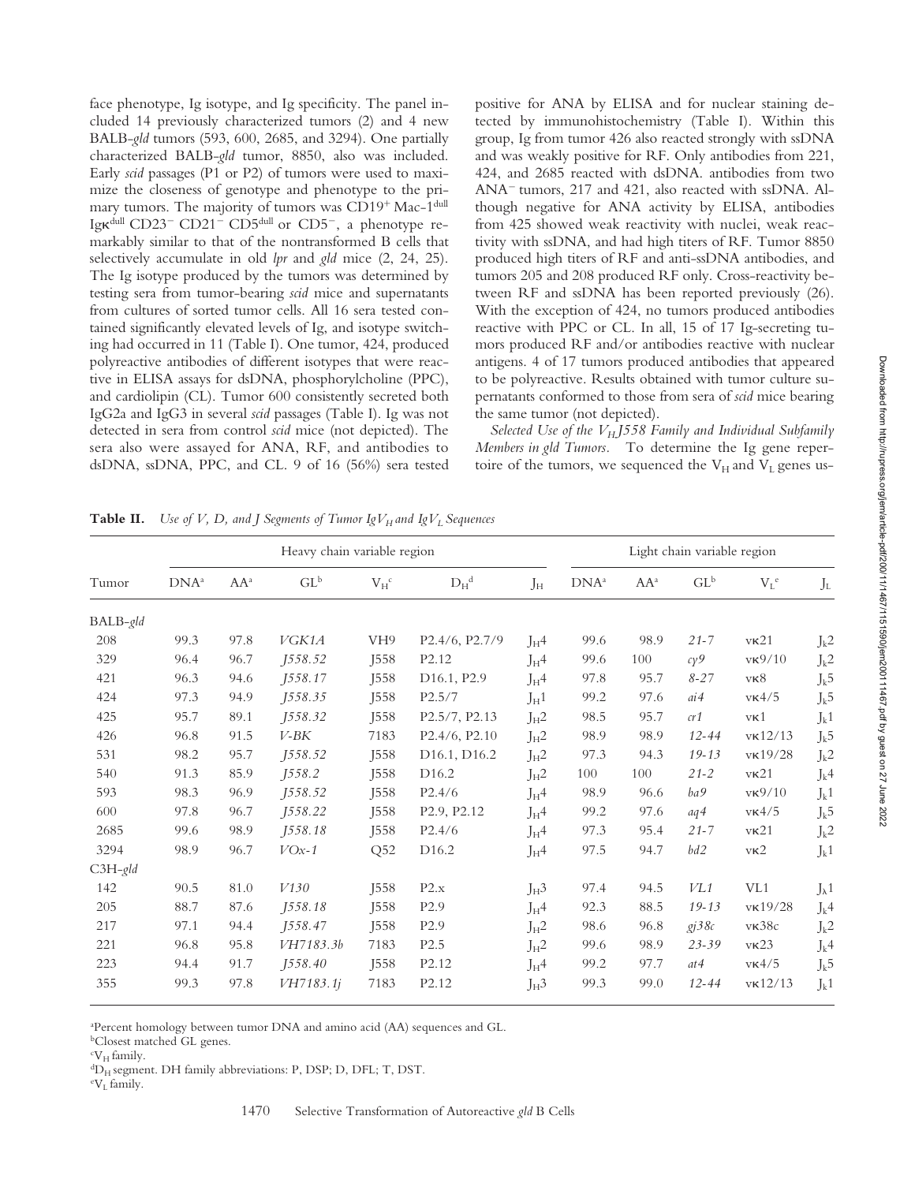face phenotype, Ig isotype, and Ig specificity. The panel included 14 previously characterized tumors (2) and 4 new BALB-*gld* tumors (593, 600, 2685, and 3294). One partially characterized BALB-*gld* tumor, 8850, also was included. Early *scid* passages (P1 or P2) of tumors were used to maximize the closeness of genotype and phenotype to the primary tumors. The majority of tumors was CD19$^+$ Mac-1$^{dull}$ Igκ$^{dull}$ CD23$^-$ CD21$^-$ CD5$^{dull}$ or CD5$^-$, a phenotype remarkably similar to that of the nontransformed B cells that selectively accumulate in old *lpr* and *gld* mice (2, 24, 25). The Ig isotype produced by the tumors was determined by testing sera from tumor-bearing *scid* mice and supernatants from cultures of sorted tumor cells. All 16 sera tested contained significantly elevated levels of Ig, and isotype switching had occurred in 11 (Table I). One tumor, 424, produced polyreactive antibodies of different isotypes that were reactive in ELISA assays for dsDNA, phosphorylcholine (PPC), and cardiolipin (CL). Tumor 600 consistently secreted both IgG2a and IgG3 in several *scid* passages (Table I). Ig was not detected in sera from control *scid* mice (not depicted). The sera also were assayed for ANA, RF, and antibodies to dsDNA, ssDNA, PPC, and CL. 9 of 16 (56%) sera tested positive for ANA by ELISA and for nuclear staining detected by immunohistochemistry (Table I). Within this group, Ig from tumor 426 also reacted strongly with ssDNA and was weakly positive for RF. Only antibodies from 221, 424, and 2685 reacted with dsDNA. antibodies from two ANA$^-$ tumors, 217 and 421, also reacted with ssDNA. Although negative for ANA activity by ELISA, antibodies from 425 showed weak reactivity with nuclei, weak reactivity with ssDNA, and had high titers of RF. Tumor 8850 produced high titers of RF and anti-ssDNA antibodies, and tumors 205 and 208 produced RF only. Cross-reactivity between RF and ssDNA has been reported previously (26). With the exception of 424, no tumors produced antibodies reactive with PPC or CL. In all, 15 of 17 Ig-secreting tumors produced RF and/or antibodies reactive with nuclear antigens. 4 of 17 tumors produced antibodies that appeared to be polyreactive. Results obtained with tumor culture supernatants conformed to those from sera of *scid* mice bearing the same tumor (not depicted).

*Selected Use of the $V_HJ558$ Family and Individual Subfamily Members in gld Tumors.* To determine the Ig gene repertoire of the tumors, we sequenced the $V_H$ and $V_L$ genes us-

**Table II.** *Use of V, D, and J Segments of Tumor $IgV_H$ and $IgV_L$ Sequences*

| Tumor | Heavy chain variable region | | | | | | Light chain variable region | | | | |
|---|---|---|---|---|---|---|---|---|---|---|---|
| | DNA[a] | AA[a] | GL[b] | $V_H$[c] | $D_H$[d] | $J_H$ | DNA[a] | AA[a] | GL[b] | $V_L$[e] | $J_L$ |
| BALB-*gld* | | | | | | | | | | | |
| 208 | 99.3 | 97.8 | *VGK1A* | VH9 | P2.4/6, P2.7/9 | $J_H4$ | 99.6 | 98.9 | *21-7* | vκ21 | $J_k2$ |
| 329 | 96.4 | 96.7 | *J558.52* | J558 | P2.12 | $J_H4$ | 99.6 | 100 | *cy9* | vκ9/10 | $J_k2$ |
| 421 | 96.3 | 94.6 | *J558.17* | J558 | D16.1, P2.9 | $J_H4$ | 97.8 | 95.7 | *8-27* | vκ8 | $J_k5$ |
| 424 | 97.3 | 94.9 | *J558.35* | J558 | P2.5/7 | $J_H1$ | 99.2 | 97.6 | *ai4* | vκ4/5 | $J_k5$ |
| 425 | 95.7 | 89.1 | *J558.32* | J558 | P2.5/7, P2.13 | $J_H2$ | 98.5 | 95.7 | *cr1* | vκ1 | $J_k1$ |
| 426 | 96.8 | 91.5 | *V-BK* | 7183 | P2.4/6, P2.10 | $J_H2$ | 98.9 | 98.9 | *12-44* | vκ12/13 | $J_k5$ |
| 531 | 98.2 | 95.7 | *J558.52* | J558 | D16.1, D16.2 | $J_H2$ | 97.3 | 94.3 | *19-13* | vκ19/28 | $J_k2$ |
| 540 | 91.3 | 85.9 | *J558.2* | J558 | D16.2 | $J_H2$ | 100 | 100 | *21-2* | vκ21 | $J_k4$ |
| 593 | 98.3 | 96.9 | *J558.52* | J558 | P2.4/6 | $J_H4$ | 98.9 | 96.6 | *ba9* | vκ9/10 | $J_k1$ |
| 600 | 97.8 | 96.7 | *J558.22* | J558 | P2.9, P2.12 | $J_H4$ | 99.2 | 97.6 | *aq4* | vκ4/5 | $J_k5$ |
| 2685 | 99.6 | 98.9 | *J558.18* | J558 | P2.4/6 | $J_H4$ | 97.3 | 95.4 | *21-7* | vκ21 | $J_k2$ |
| 3294 | 98.9 | 96.7 | *VOx-1* | Q52 | D16.2 | $J_H4$ | 97.5 | 94.7 | *bd2* | vκ2 | $J_k1$ |
| C3H-*gld* | | | | | | | | | | | |
| 142 | 90.5 | 81.0 | *V130* | J558 | P2.x | $J_H3$ | 97.4 | 94.5 | *VL1* | VL1 | $J_λ1$ |
| 205 | 88.7 | 87.6 | *J558.18* | J558 | P2.9 | $J_H4$ | 92.3 | 88.5 | *19-13* | vκ19/28 | $J_k4$ |
| 217 | 97.1 | 94.4 | *J558.47* | J558 | P2.9 | $J_H2$ | 98.6 | 96.8 | *gj38c* | vκ38c | $J_k2$ |
| 221 | 96.8 | 95.8 | *VH7183.3b* | 7183 | P2.5 | $J_H2$ | 99.6 | 98.9 | *23-39* | vκ23 | $J_k4$ |
| 223 | 94.4 | 91.7 | *J558.40* | J558 | P2.12 | $J_H4$ | 99.2 | 97.7 | *at4* | vκ4/5 | $J_k5$ |
| 355 | 99.3 | 97.8 | *VH7183.1j* | 7183 | P2.12 | $J_H3$ | 99.3 | 99.0 | *12-44* | vκ12/13 | $J_k1$ |

[a]Percent homology between tumor DNA and amino acid (AA) sequences and GL.
[b]Closest matched GL genes.
[c]$V_H$ family.
[d]$D_H$ segment. DH family abbreviations: P, DSP; D, DFL; T, DST.
[e]$V_L$ family.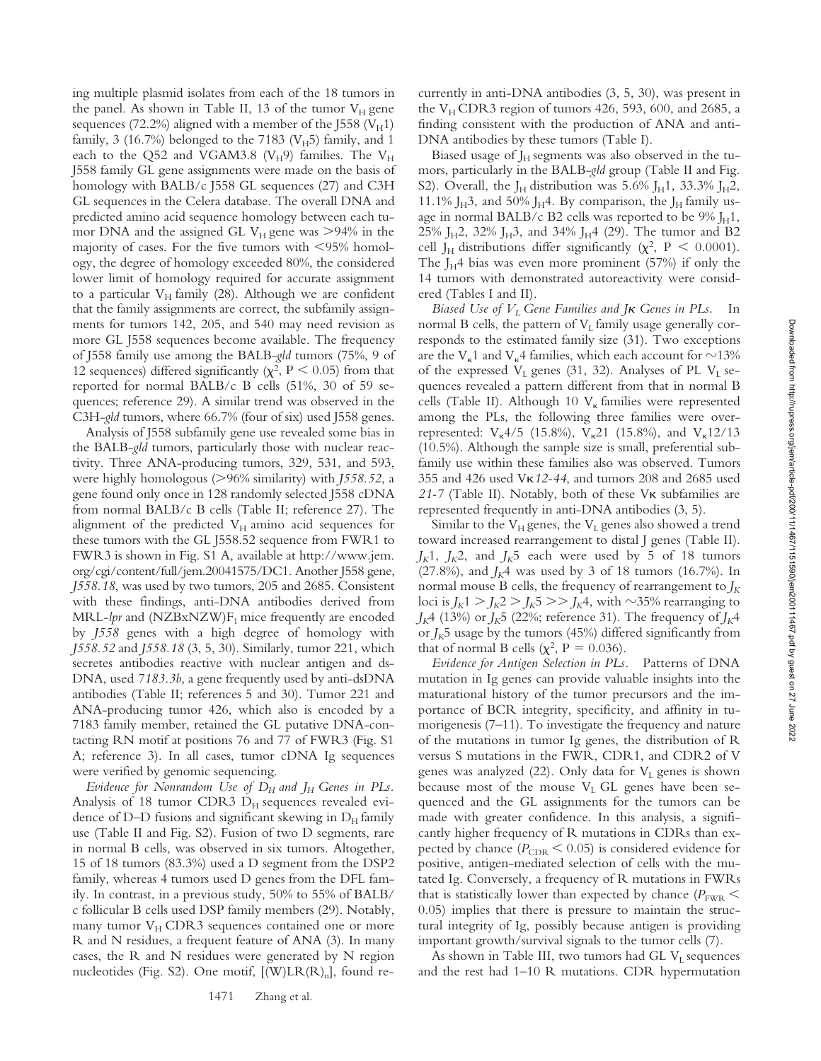ing multiple plasmid isolates from each of the 18 tumors in the panel. As shown in Table II, 13 of the tumor $V_H$ gene sequences (72.2%) aligned with a member of the J558 ($V_H1$) family, 3 (16.7%) belonged to the 7183 ($V_H5$) family, and 1 each to the Q52 and VGAM3.8 ($V_H9$) families. The $V_H$ J558 family GL gene assignments were made on the basis of homology with BALB/c J558 GL sequences (27) and C3H GL sequences in the Celera database. The overall DNA and predicted amino acid sequence homology between each tumor DNA and the assigned GL $V_H$ gene was >94% in the majority of cases. For the five tumors with <95% homology, the degree of homology exceeded 80%, the considered lower limit of homology required for accurate assignment to a particular $V_H$ family (28). Although we are confident that the family assignments are correct, the subfamily assignments for tumors 142, 205, and 540 may need revision as more GL J558 sequences become available. The frequency of J558 family use among the BALB-*gld* tumors (75%, 9 of 12 sequences) differed significantly ($\chi^2$, $P < 0.05$) from that reported for normal BALB/c B cells (51%, 30 of 59 sequences; reference 29). A similar trend was observed in the C3H-*gld* tumors, where 66.7% (four of six) used J558 genes.

Analysis of J558 subfamily gene use revealed some bias in the BALB-*gld* tumors, particularly those with nuclear reactivity. Three ANA-producing tumors, 329, 531, and 593, were highly homologous (>96% similarity) with *J558.52*, a gene found only once in 128 randomly selected J558 cDNA from normal BALB/c B cells (Table II; reference 27). The alignment of the predicted $V_H$ amino acid sequences for these tumors with the GL J558.52 sequence from FWR1 to FWR3 is shown in Fig. S1 A, available at http://www.jem.org/cgi/content/full/jem.20041575/DC1. Another J558 gene, *J558.18*, was used by two tumors, 205 and 2685. Consistent with these findings, anti-DNA antibodies derived from MRL-*lpr* and $(NZBxNZW)F_1$ mice frequently are encoded by *J558* genes with a high degree of homology with *J558.52* and *J558.18* (3, 5, 30). Similarly, tumor 221, which secretes antibodies reactive with nuclear antigen and dsDNA, used *7183.3b*, a gene frequently used by anti-dsDNA antibodies (Table II; references 5 and 30). Tumor 221 and ANA-producing tumor 426, which also is encoded by a 7183 family member, retained the GL putative DNA-contacting RN motif at positions 76 and 77 of FWR3 (Fig. S1 A; reference 3). In all cases, tumor cDNA Ig sequences were verified by genomic sequencing.

*Evidence for Nonrandom Use of $D_H$ and $J_H$ Genes in PLs.* Analysis of 18 tumor CDR3 $D_H$ sequences revealed evidence of D–D fusions and significant skewing in $D_H$ family use (Table II and Fig. S2). Fusion of two D segments, rare in normal B cells, was observed in six tumors. Altogether, 15 of 18 tumors (83.3%) used a D segment from the DSP2 family, whereas 4 tumors used D genes from the DFL family. In contrast, in a previous study, 50% to 55% of BALB/c follicular B cells used DSP family members (29). Notably, many tumor $V_H$ CDR3 sequences contained one or more R and N residues, a frequent feature of ANA (3). In many cases, the R and N residues were generated by N region nucleotides (Fig. S2). One motif, $[(W)LR(R)_n]$, found recurrently in anti-DNA antibodies (3, 5, 30), was present in the $V_H$ CDR3 region of tumors 426, 593, 600, and 2685, a finding consistent with the production of ANA and anti-DNA antibodies by these tumors (Table I).

Biased usage of $J_H$ segments was also observed in the tumors, particularly in the BALB-*gld* group (Table II and Fig. S2). Overall, the $J_H$ distribution was 5.6% $J_H1$, 33.3% $J_H2$, 11.1% $J_H3$, and 50% $J_H4$. By comparison, the $J_H$ family usage in normal BALB/c B2 cells was reported to be 9% $J_H1$, 25% $J_H2$, 32% $J_H3$, and 34% $J_H4$ (29). The tumor and B2 cell $J_H$ distributions differ significantly ($\chi^2$, $P < 0.0001$). The $J_H4$ bias was even more prominent (57%) if only the 14 tumors with demonstrated autoreactivity were considered (Tables I and II).

*Biased Use of $V_L$ Gene Families and $J\kappa$ Genes in PLs.* In normal B cells, the pattern of $V_L$ family usage generally corresponds to the estimated family size (31). Two exceptions are the $V_\kappa1$ and $V_\kappa4$ families, which each account for ~13% of the expressed $V_L$ genes (31, 32). Analyses of PL $V_L$ sequences revealed a pattern different from that in normal B cells (Table II). Although 10 $V_\kappa$ families were represented among the PLs, the following three families were overrepresented: $V_\kappa4/5$ (15.8%), $V_\kappa21$ (15.8%), and $V_\kappa12/13$ (10.5%). Although the sample size is small, preferential subfamily use within these families also was observed. Tumors 355 and 426 used V$\kappa$*12-44*, and tumors 208 and 2685 used *21-7* (Table II). Notably, both of these V$\kappa$ subfamilies are represented frequently in anti-DNA antibodies (3, 5).

Similar to the $V_H$ genes, the $V_L$ genes also showed a trend toward increased rearrangement to distal J genes (Table II). $J\kappa1$, $J\kappa2$, and $J\kappa5$ each were used by 5 of 18 tumors (27.8%), and $J\kappa4$ was used by 3 of 18 tumors (16.7%). In normal mouse B cells, the frequency of rearrangement to $J\kappa$ loci is $J\kappa1 > J\kappa2 > J\kappa5 >> J\kappa4$, with ~35% rearranging to $J\kappa4$ (13%) or $J\kappa5$ (22%; reference 31). The frequency of $J\kappa4$ or $J\kappa5$ usage by the tumors (45%) differed significantly from that of normal B cells ($\chi^2$, $P = 0.036$).

*Evidence for Antigen Selection in PLs.* Patterns of DNA mutation in Ig genes can provide valuable insights into the maturational history of the tumor precursors and the importance of BCR integrity, specificity, and affinity in tumorigenesis (7–11). To investigate the frequency and nature of the mutations in tumor Ig genes, the distribution of R versus S mutations in the FWR, CDR1, and CDR2 of V genes was analyzed (22). Only data for $V_L$ genes is shown because most of the mouse $V_L$ GL genes have been sequenced and the GL assignments for the tumors can be made with greater confidence. In this analysis, a significantly higher frequency of R mutations in CDRs than expected by chance ($P_{CDR} < 0.05$) is considered evidence for positive, antigen-mediated selection of cells with the mutated Ig. Conversely, a frequency of R mutations in FWRs that is statistically lower than expected by chance ($P_{FWR} < 0.05$) implies that there is pressure to maintain the structural integrity of Ig, possibly because antigen is providing important growth/survival signals to the tumor cells (7).

As shown in Table III, two tumors had GL $V_L$ sequences and the rest had 1–10 R mutations. CDR hypermutation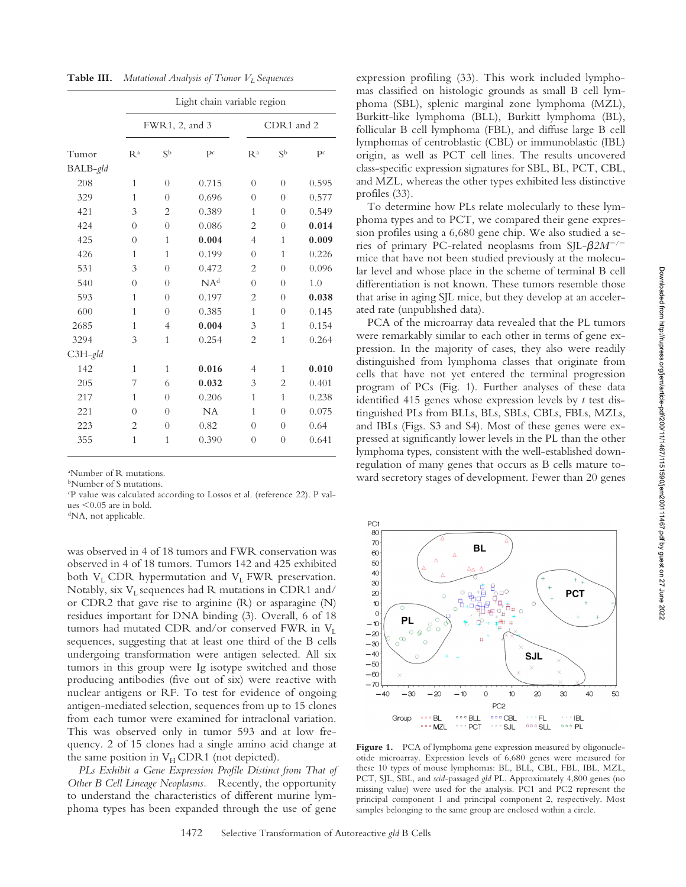**Table III.** *Mutational Analysis of Tumor $V_L$ Sequences*

| | Light chain variable region | | | | | |
|---|---|---|---|---|---|---|
| | FWR1, 2, and 3 | | | CDR1 and 2 | | |
| Tumor | R[a] | S[b] | P[c] | R[a] | S[b] | P[c] |
| BALB-*gld* | | | | | | |
| 208 | 1 | 0 | 0.715 | 0 | 0 | 0.595 |
| 329 | 1 | 0 | 0.696 | 0 | 0 | 0.577 |
| 421 | 3 | 2 | 0.389 | 1 | 0 | 0.549 |
| 424 | 0 | 0 | 0.086 | 2 | 0 | **0.014** |
| 425 | 0 | 1 | **0.004** | 4 | 1 | **0.009** |
| 426 | 1 | 1 | 0.199 | 0 | 1 | 0.226 |
| 531 | 3 | 0 | 0.472 | 2 | 0 | 0.096 |
| 540 | 0 | 0 | NA[d] | 0 | 0 | 1.0 |
| 593 | 1 | 0 | 0.197 | 2 | 0 | **0.038** |
| 600 | 1 | 0 | 0.385 | 1 | 0 | 0.145 |
| 2685 | 1 | 4 | **0.004** | 3 | 1 | 0.154 |
| 3294 | 3 | 1 | 0.254 | 2 | 1 | 0.264 |
| C3H-*gld* | | | | | | |
| 142 | 1 | 1 | **0.016** | 4 | 1 | **0.010** |
| 205 | 7 | 6 | **0.032** | 3 | 2 | 0.401 |
| 217 | 1 | 0 | 0.206 | 1 | 1 | 0.238 |
| 221 | 0 | 0 | NA | 1 | 0 | 0.075 |
| 223 | 2 | 0 | 0.82 | 0 | 0 | 0.64 |
| 355 | 1 | 1 | 0.390 | 0 | 0 | 0.641 |

[a]Number of R mutations.
[b]Number of S mutations.
[c]P value was calculated according to Lossos et al. (reference 22). P values <0.05 are in bold.
[d]NA, not applicable.

was observed in 4 of 18 tumors and FWR conservation was observed in 4 of 18 tumors. Tumors 142 and 425 exhibited both $V_L$ CDR hypermutation and $V_L$ FWR preservation. Notably, six $V_L$ sequences had R mutations in CDR1 and/or CDR2 that gave rise to arginine (R) or asparagine (N) residues important for DNA binding (3). Overall, 6 of 18 tumors had mutated CDR and/or conserved FWR in $V_L$ sequences, suggesting that at least one third of the B cells undergoing transformation were antigen selected. All six tumors in this group were Ig isotype switched and those producing antibodies (five out of six) were reactive with nuclear antigens or RF. To test for evidence of ongoing antigen-mediated selection, sequences from up to 15 clones from each tumor were examined for intraclonal variation. This was observed only in tumor 593 and at low frequency. 2 of 15 clones had a single amino acid change at the same position in $V_H$ CDR1 (not depicted).

*PLs Exhibit a Gene Expression Profile Distinct from That of Other B Cell Lineage Neoplasms.* Recently, the opportunity to understand the characteristics of different murine lymphoma types has been expanded through the use of gene expression profiling (33). This work included lymphomas classified on histologic grounds as small B cell lymphoma (SBL), splenic marginal zone lymphoma (MZL), Burkitt-like lymphoma (BLL), Burkitt lymphoma (BL), follicular B cell lymphoma (FBL), and diffuse large B cell lymphomas of centroblastic (CBL) or immunoblastic (IBL) origin, as well as PCT cell lines. The results uncovered class-specific expression signatures for SBL, BL, PCT, CBL, and MZL, whereas the other types exhibited less distinctive profiles (33).

To determine how PLs relate molecularly to these lymphoma types and to PCT, we compared their gene expression profiles using a 6,680 gene chip. We also studied a series of primary PC-related neoplasms from SJL-$\beta 2M^{-/-}$ mice that have not been studied previously at the molecular level and whose place in the scheme of terminal B cell differentiation is not known. These tumors resemble those that arise in aging SJL mice, but they develop at an accelerated rate (unpublished data).

PCA of the microarray data revealed that the PL tumors were remarkably similar to each other in terms of gene expression. In the majority of cases, they also were readily distinguished from lymphoma classes that originate from cells that have not yet entered the terminal progression program of PCs (Fig. 1). Further analyses of these data identified 415 genes whose expression levels by *t* test distinguished PLs from BLLs, BLs, SBLs, CBLs, FBLs, MZLs, and IBLs (Figs. S3 and S4). Most of these genes were expressed at significantly lower levels in the PL than the other lymphoma types, consistent with the well-established downregulation of many genes that occurs as B cells mature toward secretory stages of development. Fewer than 20 genes

**Figure 1.** PCA of lymphoma gene expression measured by oligonucleotide microarray. Expression levels of 6,680 genes were measured for these 10 types of mouse lymphomas: BL, BLL, CBL, FBL, IBL, MZL, PCT, SJL, SBL, and *scid*-passaged *gld* PL. Approximately 4,800 genes (no missing value) were used for the analysis. PC1 and PC2 represent the principal component 1 and principal component 2, respectively. Most samples belonging to the same group are enclosed within a circle.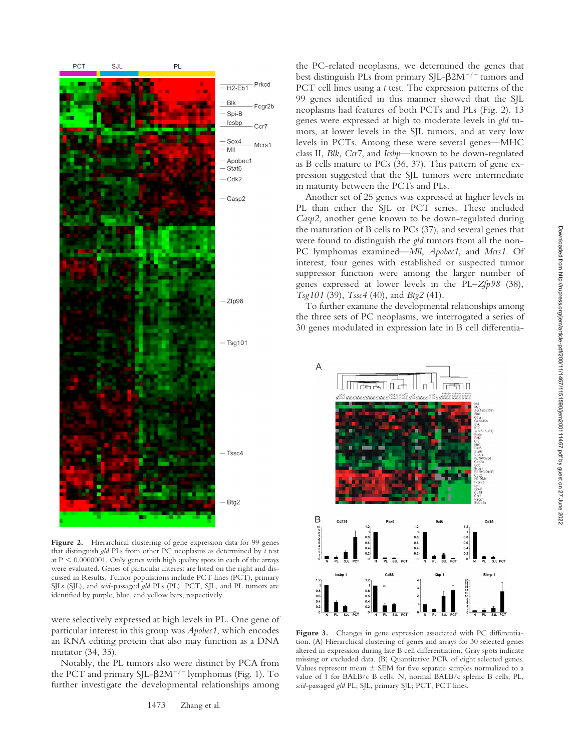were selectively expressed at high levels in PL. One gene of particular interest in this group was *Apobec1*, which encodes an RNA editing protein that also may function as a DNA mutator (34, 35).

Notably, the PL tumors also were distinct by PCA from the PCT and primary SJL-β2M$^{-/-}$ lymphomas (Fig. 1). To further investigate the developmental relationships among the PC-related neoplasms, we determined the genes that best distinguish PLs from primary SJL-β2M$^{-/-}$ tumors and PCT cell lines using a *t* test. The expression patterns of the 99 genes identified in this manner showed that the SJL neoplasms had features of both PCTs and PLs (Fig. 2). 13 genes were expressed at high to moderate levels in *gld* tumors, at lower levels in the SJL tumors, and at very low levels in PCTs. Among these were several genes—MHC class II, *Blk*, *Ccr7*, and *Icsbp*—known to be down-regulated as B cells mature to PCs (36, 37). This pattern of gene expression suggested that the SJL tumors were intermediate in maturity between the PCTs and PLs.

Another set of 25 genes was expressed at higher levels in PL than either the SJL or PCT series. These included *Casp2*, another gene known to be down-regulated during the maturation of B cells to PCs (37), and several genes that were found to distinguish the *gld* tumors from all the non-PC lymphomas examined—*Mll*, *Apobec1*, and *Mcrs1*. Of interest, four genes with established or suspected tumor suppressor function were among the larger number of genes expressed at lower levels in the PL—*Zfp98* (38), *Tsg101* (39), *Tssc4* (40), and *Btg2* (41).

To further examine the developmental relationships among the three sets of PC neoplasms, we interrogated a series of 30 genes modulated in expression late in B cell differentia-

**Figure 2.** Hierarchical clustering of gene expression data for 99 genes that distinguish *gld* PLs from other PC neoplasms as determined by *t* test at $P < 0.0000001$. Only genes with high quality spots in each of the arrays were evaluated. Genes of particular interest are listed on the right and discussed in Results. Tumor populations include PCT lines (PCT), primary SJLs (SJL), and *scid*-passaged *gld* PLs (PL). PCT, SJL, and PL tumors are identified by purple, blue, and yellow bars, respectively.

**Figure 3.** Changes in gene expression associated with PC differentiation. (A) Hierarchical clustering of genes and arrays for 30 selected genes altered in expression during late B cell differentiation. Gray spots indicate missing or excluded data. (B) Quantitative PCR of eight selected genes. Values represent mean ± SEM for five separate samples normalized to a value of 1 for BALB/c B cells. N, normal BALB/c splenic B cells; PL, *scid*-passaged *gld* PL; SJL, primary SJL; PCT, PCT lines.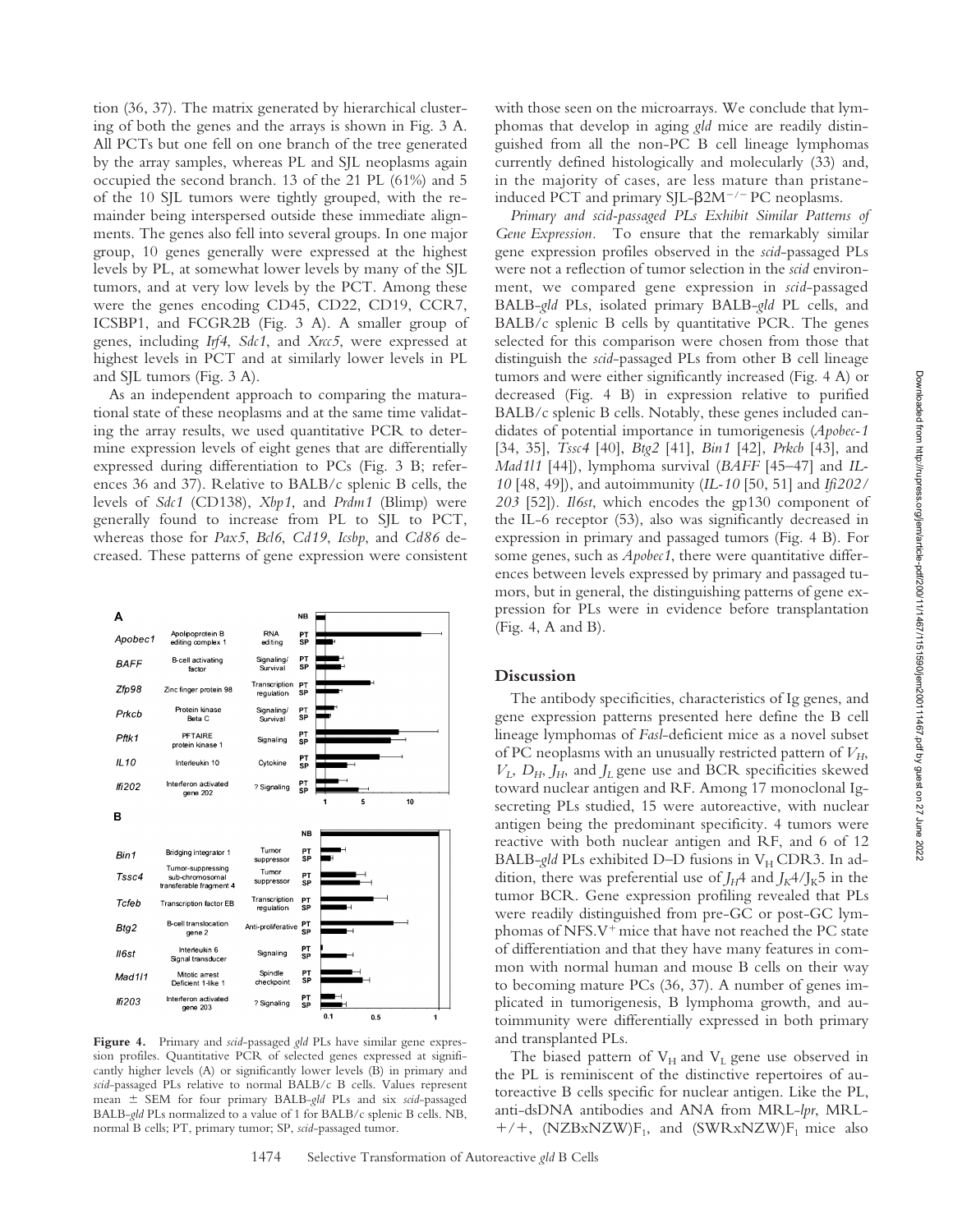tion (36, 37). The matrix generated by hierarchical clustering of both the genes and the arrays is shown in Fig. 3 A. All PCTs but one fell on one branch of the tree generated by the array samples, whereas PL and SJL neoplasms again occupied the second branch. 13 of the 21 PL (61%) and 5 of the 10 SJL tumors were tightly grouped, with the remainder being interspersed outside these immediate alignments. The genes also fell into several groups. In one major group, 10 genes generally were expressed at the highest levels by PL, at somewhat lower levels by many of the SJL tumors, and at very low levels by the PCT. Among these were the genes encoding CD45, CD22, CD19, CCR7, ICSBP1, and FCGR2B (Fig. 3 A). A smaller group of genes, including *Irf4*, *Sdc1*, and *Xrcc5*, were expressed at highest levels in PCT and at similarly lower levels in PL and SJL tumors (Fig. 3 A).

As an independent approach to comparing the maturational state of these neoplasms and at the same time validating the array results, we used quantitative PCR to determine expression levels of eight genes that are differentially expressed during differentiation to PCs (Fig. 3 B; references 36 and 37). Relative to BALB/c splenic B cells, the levels of *Sdc1* (CD138), *Xbp1*, and *Prdm1* (Blimp) were generally found to increase from PL to SJL to PCT, whereas those for *Pax5*, *Bcl6*, *Cd19*, *Icsbp*, and *Cd86* decreased. These patterns of gene expression were consistent with those seen on the microarrays. We conclude that lymphomas that develop in aging *gld* mice are readily distinguished from all the non-PC B cell lineage lymphomas currently defined histologically and molecularly (33) and, in the majority of cases, are less mature than pristane-induced PCT and primary SJL-β2M$^{-/-}$ PC neoplasms.

*Primary and scid-passaged PLs Exhibit Similar Patterns of Gene Expression.* To ensure that the remarkably similar gene expression profiles observed in the *scid*-passaged PLs were not a reflection of tumor selection in the *scid* environment, we compared gene expression in *scid*-passaged BALB-*gld* PL cells, isolated primary BALB-*gld* PL cells, and BALB/c splenic B cells by quantitative PCR. The genes selected for this comparison were chosen from those that distinguish the *scid*-passaged PLs from other B cell lineage tumors and were either significantly increased (Fig. 4 A) or decreased (Fig. 4 B) in expression relative to purified BALB/c splenic B cells. Notably, these genes included candidates of potential importance in tumorigenesis (*Apobec-1* [34, 35], *Tssc4* [40], *Btg2* [41], *Bin1* [42], *Prkcb* [43], and *Mad1l1* [44]), lymphoma survival (*BAFF* [45–47] and *IL-10* [48, 49]), and autoimmunity (*IL-10* [50, 51] and *Ifi202/203* [52]). *Il6st*, which encodes the gp130 component of the IL-6 receptor (53), also was significantly decreased in expression in primary and passaged tumors (Fig. 4 B). For some genes, such as *Apobec1*, there were quantitative differences between levels expressed by primary and passaged tumors, but in general, the distinguishing patterns of gene expression for PLs were in evidence before transplantation (Fig. 4, A and B).

**Figure 4.** Primary and *scid*-passaged *gld* PLs have similar gene expression profiles. Quantitative PCR of selected genes expressed at significantly higher levels (A) or significantly lower levels (B) in primary and *scid*-passaged PLs relative to normal BALB/c B cells. Values represent mean ± SEM for four primary BALB-*gld* PLs and six *scid*-passaged BALB-*gld* PLs normalized to a value of 1 for BALB/c splenic B cells. NB, normal B cells; PT, primary tumor; SP, *scid*-passaged tumor.

## Discussion

The antibody specificities, characteristics of Ig genes, and gene expression patterns presented here define the B cell lineage lymphomas of *Fasl*-deficient mice as a novel subset of PC neoplasms with an unusually restricted pattern of $V_H$, $V_L$, $D_H$, $J_H$, and $J_L$ gene use and BCR specificities skewed toward nuclear antigen and RF. Among 17 monoclonal Ig-secreting PLs studied, 15 were autoreactive, with nuclear antigen being the predominant specificity. 4 tumors were reactive with both nuclear antigen and RF, and 6 of 12 BALB-*gld* PLs exhibited D–D fusions in $V_H$ CDR3. In addition, there was preferential use of $J_H4$ and $J_K4/J_K5$ in the tumor BCR. Gene expression profiling revealed that PLs were readily distinguished from pre-GC or post-GC lymphomas of NFS.V$^+$ mice that have not reached the PC state of differentiation and that they have many features in common with normal human and mouse B cells on their way to becoming mature PCs (36, 37). A number of genes implicated in tumorigenesis, B lymphoma growth, and autoimmunity were differentially expressed in both primary and transplanted PLs.

The biased pattern of $V_H$ and $V_L$ gene use observed in the PL is reminiscent of the distinctive repertoires of autoreactive B cells specific for nuclear antigen. Like the PL, anti-dsDNA antibodies and ANA from MRL-*lpr*, MRL-+/+, (NZBxNZW)$F_1$, and (SWRxNZW)$F_1$ mice also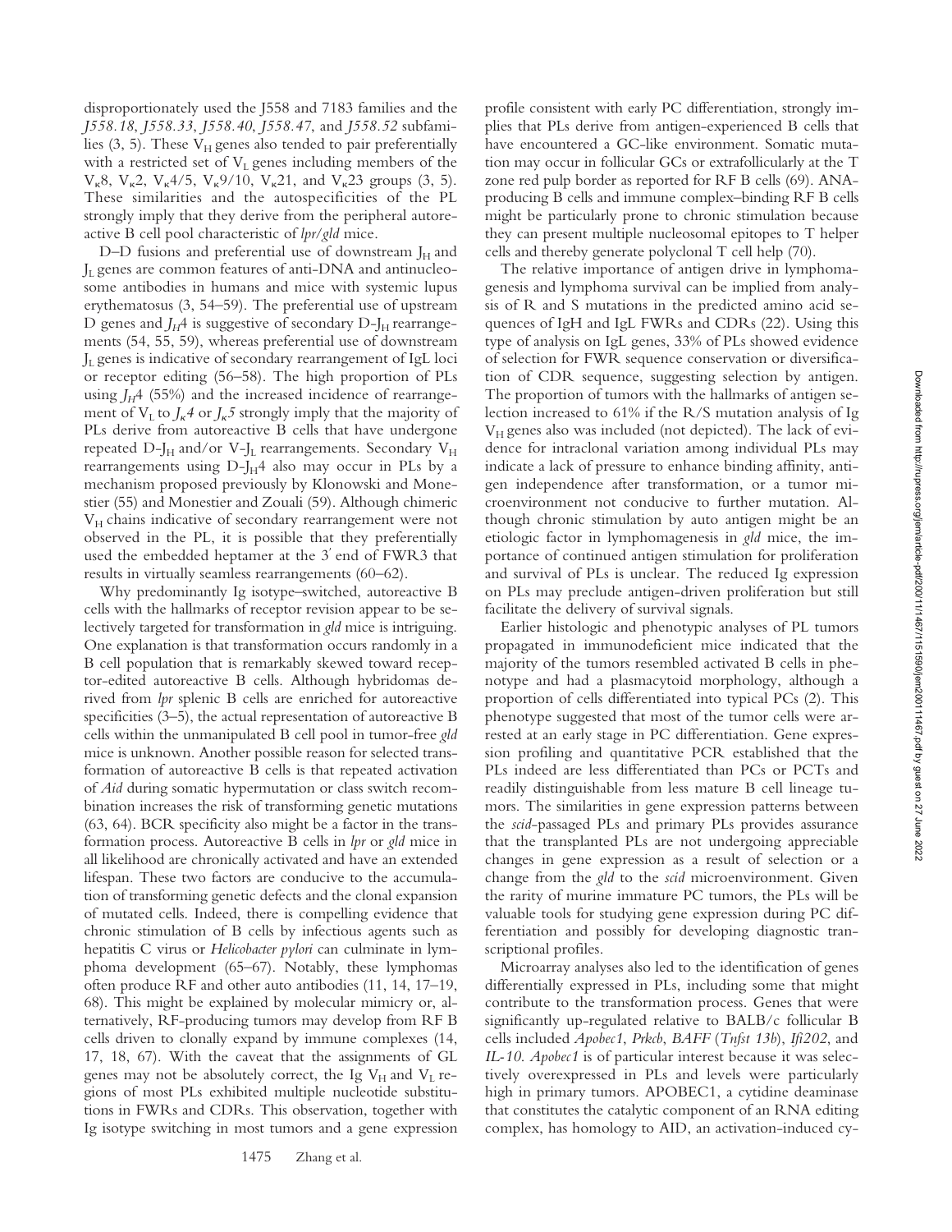disproportionately used the J558 and 7183 families and the *J558.18*, *J558.33*, *J558.40*, *J558.47*, and *J558.52* subfamilies (3, 5). These $V_H$ genes also tended to pair preferentially with a restricted set of $V_L$ genes including members of the $V_\kappa 8$, $V_\kappa 2$, $V_\kappa 4/5$, $V_\kappa 9/10$, $V_\kappa 21$, and $V_\kappa 23$ groups (3, 5). These similarities and the autospecificities of the PL strongly imply that they derive from the peripheral autoreactive B cell pool characteristic of *lpr*/*gld* mice.

D–D fusions and preferential use of downstream $J_H$ and $J_L$ genes are common features of anti-DNA and antinucleosome antibodies in humans and mice with systemic lupus erythematosus (3, 54–59). The preferential use of upstream D genes and $J_H 4$ is suggestive of secondary D-$J_H$ rearrangements (54, 55, 59), whereas preferential use of downstream $J_L$ genes is indicative of secondary rearrangement of IgL loci or receptor editing (56–58). The high proportion of PLs using $J_H 4$ (55%) and the increased incidence of rearrangement of $V_L$ to $J_\kappa 4$ or $J_\kappa 5$ strongly imply that the majority of PLs derive from autoreactive B cells that have undergone repeated D-$J_H$ and/or V-$J_L$ rearrangements. Secondary $V_H$ rearrangements using D-$J_H 4$ also may occur in PLs by a mechanism proposed previously by Klonowski and Monestier (55) and Monestier and Zouali (59). Although chimeric $V_H$ chains indicative of secondary rearrangement were not observed in the PL, it is possible that they preferentially used the embedded heptamer at the 3′ end of FWR3 that results in virtually seamless rearrangements (60–62).

Why predominantly Ig isotype–switched, autoreactive B cells with the hallmarks of receptor revision appear to be selectively targeted for transformation in *gld* mice is intriguing. One explanation is that transformation occurs randomly in a B cell population that is remarkably skewed toward receptor-edited autoreactive B cells. Although hybridomas derived from *lpr* splenic B cells are enriched for autoreactive specificities (3–5), the actual representation of autoreactive B cells within the unmanipulated B cell pool in tumor-free *gld* mice is unknown. Another possible reason for selected transformation of autoreactive B cells is that repeated activation of *Aid* during somatic hypermutation or class switch recombination increases the risk of transforming genetic mutations (63, 64). BCR specificity also might be a factor in the transformation process. Autoreactive B cells in *lpr* or *gld* mice in all likelihood are chronically activated and have an extended lifespan. These two factors are conducive to the accumulation of transforming genetic defects and the clonal expansion of mutated cells. Indeed, there is compelling evidence that chronic stimulation of B cells by infectious agents such as hepatitis C virus or *Helicobacter pylori* can culminate in lymphoma development (65–67). Notably, these lymphomas often produce RF and other auto antibodies (11, 14, 17–19, 68). This might be explained by molecular mimicry or, alternatively, RF-producing tumors may develop from RF B cells driven to clonally expand by immune complexes (14, 17, 18, 67). With the caveat that the assignments of GL genes may not be absolutely correct, the Ig $V_H$ and $V_L$ regions of most PLs exhibited multiple nucleotide substitutions in FWRs and CDRs. This observation, together with Ig isotype switching in most tumors and a gene expression profile consistent with early PC differentiation, strongly implies that PLs derive from antigen-experienced B cells that have encountered a GC-like environment. Somatic mutation may occur in follicular GCs or extrafollicularly at the T zone red pulp border as reported for RF B cells (69). ANA-producing B cells and immune complex–binding RF B cells might be particularly prone to chronic stimulation because they can present multiple nucleosomal epitopes to T helper cells and thereby generate polyclonal T cell help (70).

The relative importance of antigen drive in lymphomagenesis and lymphoma survival can be implied from analysis of R and S mutations in the predicted amino acid sequences of IgH and IgL FWRs and CDRs (22). Using this type of analysis on IgL genes, 33% of PLs showed evidence of selection for FWR sequence conservation or diversification of CDR sequence, suggesting selection by antigen. The proportion of tumors with the hallmarks of antigen selection increased to 61% if the R/S mutation analysis of Ig $V_H$ genes also was included (not depicted). The lack of evidence for intraclonal variation among individual PLs may indicate a lack of pressure to enhance binding affinity, antigen independence after transformation, or a tumor microenvironment not conducive to further mutation. Although chronic stimulation by auto antigen might be an etiologic factor in lymphomagenesis in *gld* mice, the importance of continued antigen stimulation for proliferation and survival of PLs is unclear. The reduced Ig expression on PLs may preclude antigen-driven proliferation but still facilitate the delivery of survival signals.

Earlier histologic and phenotypic analyses of PL tumors propagated in immunodeficient mice indicated that the majority of the tumors resembled activated B cells in phenotype and had a plasmacytoid morphology, although a proportion of cells differentiated into typical PCs (2). This phenotype suggested that most of the tumor cells were arrested at an early stage in PC differentiation. Gene expression profiling and quantitative PCR established that the PLs indeed are less differentiated than PCs or PCTs and readily distinguishable from less mature B cell lineage tumors. The similarities in gene expression patterns between the *scid*-passaged PLs and primary PLs provides assurance that the transplanted PLs are not undergoing appreciable changes in gene expression as a result of selection or a change from the *gld* to the *scid* microenvironment. Given the rarity of murine immature PC tumors, the PLs will be valuable tools for studying gene expression during PC differentiation and possibly for developing diagnostic transcriptional profiles.

Microarray analyses also led to the identification of genes differentially expressed in PLs, including some that might contribute to the transformation process. Genes that were significantly up-regulated relative to BALB/c follicular B cells included *Apobec1*, *Prkcb*, *BAFF* (*Tnfsf 13b*), *Ifi202*, and *IL-10*. *Apobec1* is of particular interest because it was selectively overexpressed in PLs and levels were particularly high in primary tumors. APOBEC1, a cytidine deaminase that constitutes the catalytic component of an RNA editing complex, has homology to AID, an activation-induced cy-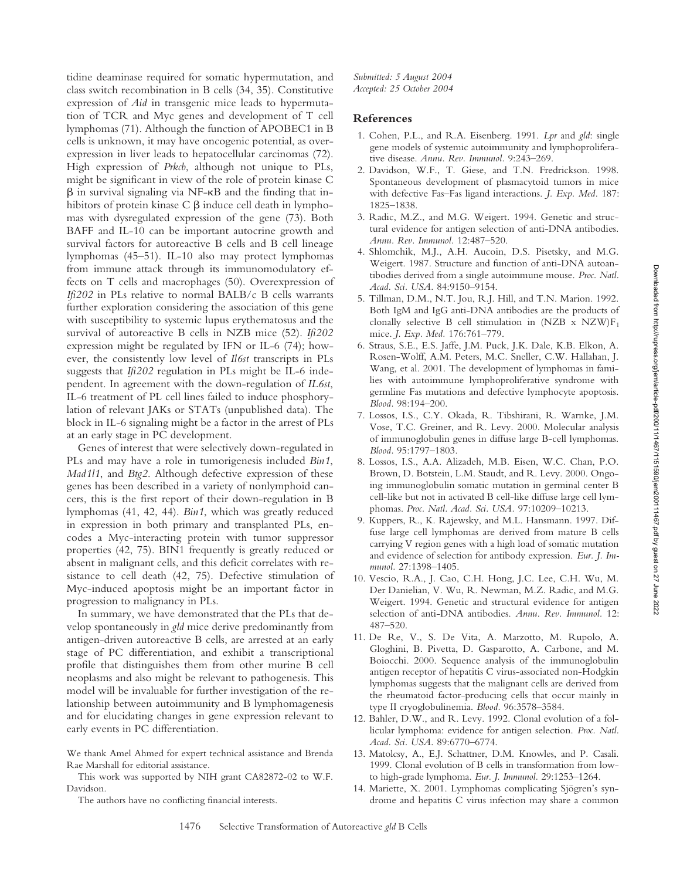tidine deaminase required for somatic hypermutation, and class switch recombination in B cells (34, 35). Constitutive expression of *Aid* in transgenic mice leads to hypermutation of TCR and Myc genes and development of T cell lymphomas (71). Although the function of APOBEC1 in B cells is unknown, it may have oncogenic potential, as overexpression in liver leads to hepatocellular carcinomas (72). High expression of *Prkcb*, although not unique to PLs, might be significant in view of the role of protein kinase C β in survival signaling via NF-κB and the finding that inhibitors of protein kinase C β induce cell death in lymphomas with dysregulated expression of the gene (73). Both BAFF and IL-10 can be important autocrine growth and survival factors for autoreactive B cells and B cell lineage lymphomas (45–51). IL-10 also may protect lymphomas from immune attack through its immunomodulatory effects on T cells and macrophages (50). Overexpression of *Ifi202* in PLs relative to normal BALB/c B cells warrants further exploration considering the association of this gene with susceptibility to systemic lupus erythematosus and the survival of autoreactive B cells in NZB mice (52). *Ifi202* expression might be regulated by IFN or IL-6 (74); however, the consistently low level of *Il6st* transcripts in PLs suggests that *Ifi202* regulation in PLs might be IL-6 independent. In agreement with the down-regulation of *IL6st*, IL-6 treatment of PL cell lines failed to induce phosphorylation of relevant JAKs or STATs (unpublished data). The block in IL-6 signaling might be a factor in the arrest of PLs at an early stage in PC development.

Genes of interest that were selectively down-regulated in PLs and may have a role in tumorigenesis included *Bin1*, *Mad1l1*, and *Btg2*. Although defective expression of these genes has been described in a variety of nonlymphoid cancers, this is the first report of their down-regulation in B lymphomas (41, 42, 44). *Bin1*, which was greatly reduced in expression in both primary and transplanted PLs, encodes a Myc-interacting protein with tumor suppressor properties (42, 75). BIN1 frequently is greatly reduced or absent in malignant cells, and this deficit correlates with resistance to cell death (42, 75). Defective stimulation of Myc-induced apoptosis might be an important factor in progression to malignancy in PLs.

In summary, we have demonstrated that the PLs that develop spontaneously in *gld* mice derive predominantly from antigen-driven autoreactive B cells, are arrested at an early stage of PC differentiation, and exhibit a transcriptional profile that distinguishes them from other murine B cell neoplasms and also might be relevant to pathogenesis. This model will be invaluable for further investigation of the relationship between autoimmunity and B lymphomagenesis and for elucidating changes in gene expression relevant to early events in PC differentiation.

We thank Amel Ahmed for expert technical assistance and Brenda Rae Marshall for editorial assistance.

This work was supported by NIH grant CA82872-02 to W.F. Davidson.

The authors have no conflicting financial interests.

*Submitted: 5 August 2004*
*Accepted: 25 October 2004*

## References

1. Cohen, P.L., and R.A. Eisenberg. 1991. *Lpr* and *gld*: single gene models of systemic autoimmunity and lymphoproliferative disease. *Annu. Rev. Immunol.* 9:243–269.
2. Davidson, W.F., T. Giese, and T.N. Fredrickson. 1998. Spontaneous development of plasmacytoid tumors in mice with defective Fas–Fas ligand interactions. *J. Exp. Med.* 187: 1825–1838.
3. Radic, M.Z., and M.G. Weigert. 1994. Genetic and structural evidence for antigen selection of anti-DNA antibodies. *Annu. Rev. Immunol.* 12:487–520.
4. Shlomchik, M.J., A.H. Aucoin, D.S. Pisetsky, and M.G. Weigert. 1987. Structure and function of anti-DNA autoantibodies derived from a single autoimmune mouse. *Proc. Natl. Acad. Sci. USA.* 84:9150–9154.
5. Tillman, D.M., N.T. Jou, R.J. Hill, and T.N. Marion. 1992. Both IgM and IgG anti-DNA antibodies are the products of clonally selective B cell stimulation in (NZB x NZW)$F_1$ mice. *J. Exp. Med.* 176:761–779.
6. Straus, S.E., E.S. Jaffe, J.M. Puck, J.K. Dale, K.B. Elkon, A. Rosen-Wolff, A.M. Peters, M.C. Sneller, C.W. Hallahan, J. Wang, et al. 2001. The development of lymphomas in families with autoimmune lymphoproliferative syndrome with germline Fas mutations and defective lymphocyte apoptosis. *Blood.* 98:194–200.
7. Lossos, I.S., C.Y. Okada, R. Tibshirani, R. Warnke, J.M. Vose, T.C. Greiner, and R. Levy. 2000. Molecular analysis of immunoglobulin genes in diffuse large B-cell lymphomas. *Blood.* 95:1797–1803.
8. Lossos, I.S., A.A. Alizadeh, M.B. Eisen, W.C. Chan, P.O. Brown, D. Botstein, L.M. Staudt, and R. Levy. 2000. Ongoing immunoglobulin somatic mutation in germinal center B cell-like but not in activated B cell-like diffuse large cell lymphomas. *Proc. Natl. Acad. Sci. USA.* 97:10209–10213.
9. Kuppers, R., K. Rajewsky, and M.L. Hansmann. 1997. Diffuse large cell lymphomas are derived from mature B cells carrying V region genes with a high load of somatic mutation and evidence of selection for antibody expression. *Eur. J. Immunol.* 27:1398–1405.
10. Vescio, R.A., J. Cao, C.H. Hong, J.C. Lee, C.H. Wu, M. Der Danielian, V. Wu, R. Newman, M.Z. Radic, and M.G. Weigert. 1994. Genetic and structural evidence for antigen selection of anti-DNA antibodies. *Annu. Rev. Immunol.* 12: 487–520.
11. De Re, V., S. De Vita, A. Marzotto, M. Rupolo, A. Gloghini, B. Pivetta, D. Gasparotto, A. Carbone, and M. Boiocchi. 2000. Sequence analysis of the immunoglobulin antigen receptor of hepatitis C virus-associated non-Hodgkin lymphomas suggests that the malignant cells are derived from the rheumatoid factor-producing cells that occur mainly in type II cryoglobulinemia. *Blood.* 96:3578–3584.
12. Bahler, D.W., and R. Levy. 1992. Clonal evolution of a follicular lymphoma: evidence for antigen selection. *Proc. Natl. Acad. Sci. USA.* 89:6770–6774.
13. Matolcsy, A., E.J. Schattner, D.M. Knowles, and P. Casali. 1999. Clonal evolution of B cells in transformation from low-to high-grade lymphoma. *Eur. J. Immunol.* 29:1253–1264.
14. Mariette, X. 2001. Lymphomas complicating Sjögren's syndrome and hepatitis C virus infection may share a common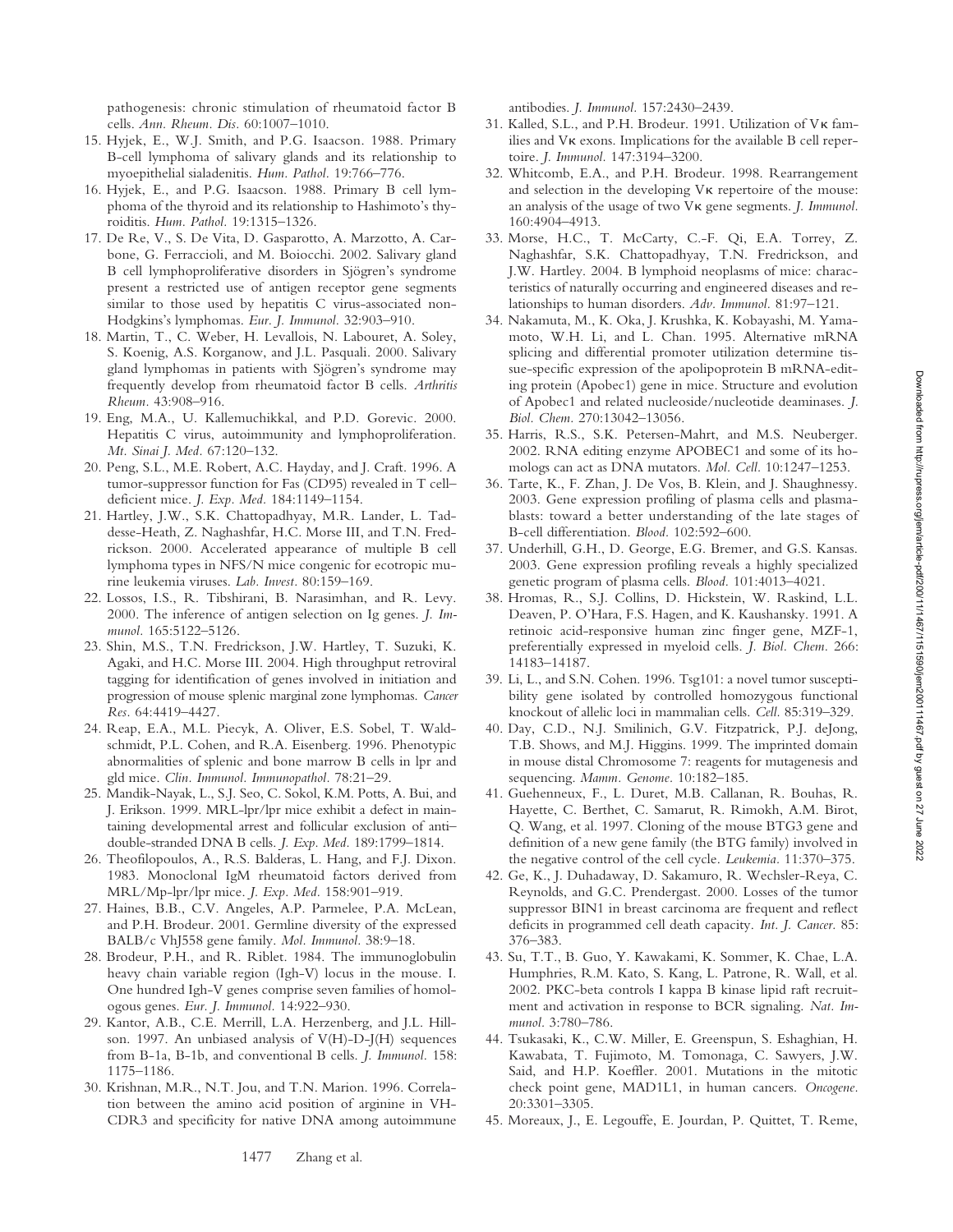pathogenesis: chronic stimulation of rheumatoid factor B cells. *Ann. Rheum. Dis.* 60:1007–1010.

15. Hyjek, E., W.J. Smith, and P.G. Isaacson. 1988. Primary B-cell lymphoma of salivary glands and its relationship to myoepithelial sialadenitis. *Hum. Pathol.* 19:766–776.
16. Hyjek, E., and P.G. Isaacson. 1988. Primary B cell lymphoma of the thyroid and its relationship to Hashimoto's thyroiditis. *Hum. Pathol.* 19:1315–1326.
17. De Re, V., S. De Vita, D. Gasparotto, A. Marzotto, A. Carbone, G. Ferraccioli, and M. Boiocchi. 2002. Salivary gland B cell lymphoproliferative disorders in Sjögren's syndrome present a restricted use of antigen receptor gene segments similar to those used by hepatitis C virus-associated non-Hodgkins's lymphomas. *Eur. J. Immunol.* 32:903–910.
18. Martin, T., C. Weber, H. Levallois, N. Labouret, A. Soley, S. Koenig, A.S. Korganow, and J.L. Pasquali. 2000. Salivary gland lymphomas in patients with Sjögren's syndrome may frequently develop from rheumatoid factor B cells. *Arthritis Rheum.* 43:908–916.
19. Eng, M.A., U. Kallemuchikkal, and P.D. Gorevic. 2000. Hepatitis C virus, autoimmunity and lymphoproliferation. *Mt. Sinai J. Med.* 67:120–132.
20. Peng, S.L., M.E. Robert, A.C. Hayday, and J. Craft. 1996. A tumor-suppressor function for Fas (CD95) revealed in T cell–deficient mice. *J. Exp. Med.* 184:1149–1154.
21. Hartley, J.W., S.K. Chattopadhyay, M.R. Lander, L. Taddesse-Heath, Z. Naghashfar, H.C. Morse III, and T.N. Fredrickson. 2000. Accelerated appearance of multiple B cell lymphoma types in NFS/N mice congenic for ecotropic murine leukemia viruses. *Lab. Invest.* 80:159–169.
22. Lossos, I.S., R. Tibshirani, B. Narasimhan, and R. Levy. 2000. The inference of antigen selection on Ig genes. *J. Immunol.* 165:5122–5126.
23. Shin, M.S., T.N. Fredrickson, J.W. Hartley, T. Suzuki, K. Agaki, and H.C. Morse III. 2004. High throughput retroviral tagging for identification of genes involved in initiation and progression of mouse splenic marginal zone lymphomas. *Cancer Res.* 64:4419–4427.
24. Reap, E.A., M.L. Piecyk, A. Oliver, E.S. Sobel, T. Waldschmidt, P.L. Cohen, and R.A. Eisenberg. 1996. Phenotypic abnormalities of splenic and bone marrow B cells in lpr and gld mice. *Clin. Immunol. Immunopathol.* 78:21–29.
25. Mandik-Nayak, L., S.J. Seo, C. Sokol, K.M. Potts, A. Bui, and J. Erikson. 1999. MRL-lpr/lpr mice exhibit a defect in maintaining developmental arrest and follicular exclusion of anti–double-stranded DNA B cells. *J. Exp. Med.* 189:1799–1814.
26. Theofilopoulos, A., R.S. Balderas, L. Hang, and F.J. Dixon. 1983. Monoclonal IgM rheumatoid factors derived from MRL/Mp-lpr/lpr mice. *J. Exp. Med.* 158:901–919.
27. Haines, B.B., C.V. Angeles, A.P. Parmelee, P.A. McLean, and P.H. Brodeur. 2001. Germline diversity of the expressed BALB/c VhJ558 gene family. *Mol. Immunol.* 38:9–18.
28. Brodeur, P.H., and R. Riblet. 1984. The immunoglobulin heavy chain variable region (Igh-V) locus in the mouse. I. One hundred Igh-V genes comprise seven families of homologous genes. *Eur. J. Immunol.* 14:922–930.
29. Kantor, A.B., C.E. Merrill, L.A. Herzenberg, and J.L. Hillson. 1997. An unbiased analysis of V(H)-D-J(H) sequences from B-1a, B-1b, and conventional B cells. *J. Immunol.* 158: 1175–1186.
30. Krishnan, M.R., N.T. Jou, and T.N. Marion. 1996. Correlation between the amino acid position of arginine in VH-CDR3 and specificity for native DNA among autoimmune antibodies. *J. Immunol.* 157:2430–2439.
31. Kalled, S.L., and P.H. Brodeur. 1991. Utilization of Vκ families and Vκ exons. Implications for the available B cell repertoire. *J. Immunol.* 147:3194–3200.
32. Whitcomb, E.A., and P.H. Brodeur. 1998. Rearrangement and selection in the developing Vκ repertoire of the mouse: an analysis of the usage of two Vκ gene segments. *J. Immunol.* 160:4904–4913.
33. Morse, H.C., T. McCarty, C.-F. Qi, E.A. Torrey, Z. Naghashfar, S.K. Chattopadhyay, T.N. Fredrickson, and J.W. Hartley. 2004. B lymphoid neoplasms of mice: characteristics of naturally occurring and engineered diseases and relationships to human disorders. *Adv. Immunol.* 81:97–121.
34. Nakamuta, M., K. Oka, J. Krushka, K. Kobayashi, M. Yamamoto, W.H. Li, and L. Chan. 1995. Alternative mRNA splicing and differential promoter utilization determine tissue-specific expression of the apolipoprotein B mRNA-editing protein (Apobec1) gene in mice. Structure and evolution of Apobec1 and related nucleoside/nucleotide deaminases. *J. Biol. Chem.* 270:13042–13056.
35. Harris, R.S., S.K. Petersen-Mahrt, and M.S. Neuberger. 2002. RNA editing enzyme APOBEC1 and some of its homologs can act as DNA mutators. *Mol. Cell.* 10:1247–1253.
36. Tarte, K., F. Zhan, J. De Vos, B. Klein, and J. Shaughnessy. 2003. Gene expression profiling of plasma cells and plasmablasts: toward a better understanding of the late stages of B-cell differentiation. *Blood.* 102:592–600.
37. Underhill, G.H., D. George, E.G. Bremer, and G.S. Kansas. 2003. Gene expression profiling reveals a highly specialized genetic program of plasma cells. *Blood.* 101:4013–4021.
38. Hromas, R., S.J. Collins, D. Hickstein, W. Raskind, L.L. Deaven, P. O'Hara, F.S. Hagen, and K. Kaushansky. 1991. A retinoic acid-responsive human zinc finger gene, MZF-1, preferentially expressed in myeloid cells. *J. Biol. Chem.* 266: 14183–14187.
39. Li, L., and S.N. Cohen. 1996. Tsg101: a novel tumor susceptibility gene isolated by controlled homozygous functional knockout of allelic loci in mammalian cells. *Cell.* 85:319–329.
40. Day, C.D., N.J. Smilinich, G.V. Fitzpatrick, P.J. deJong, T.B. Shows, and M.J. Higgins. 1999. The imprinted domain in mouse distal Chromosome 7: reagents for mutagenesis and sequencing. *Mamm. Genome.* 10:182–185.
41. Guehenneux, F., L. Duret, M.B. Callanan, R. Bouhas, R. Hayette, C. Berthet, C. Samarut, R. Rimokh, A.M. Birot, Q. Wang, et al. 1997. Cloning of the mouse BTG3 gene and definition of a new gene family (the BTG family) involved in the negative control of the cell cycle. *Leukemia.* 11:370–375.
42. Ge, K., J. Duhadaway, D. Sakamuro, R. Wechsler-Reya, C. Reynolds, and G.C. Prendergast. 2000. Losses of the tumor suppressor BIN1 in breast carcinoma are frequent and reflect deficits in programmed cell death capacity. *Int. J. Cancer.* 85: 376–383.
43. Su, T.T., B. Guo, Y. Kawakami, K. Sommer, K. Chae, L.A. Humphries, R.M. Kato, S. Kang, L. Patrone, R. Wall, et al. 2002. PKC-beta controls I kappa B kinase lipid raft recruitment and activation in response to BCR signaling. *Nat. Immunol.* 3:780–786.
44. Tsukasaki, K., C.W. Miller, E. Greenspun, S. Eshaghian, H. Kawabata, T. Fujimoto, M. Tomonaga, C. Sawyers, J.W. Said, and H.P. Koeffler. 2001. Mutations in the mitotic check point gene, MAD1L1, in human cancers. *Oncogene.* 20:3301–3305.
45. Moreaux, J., E. Legouffe, E. Jourdan, P. Quittet, T. Reme,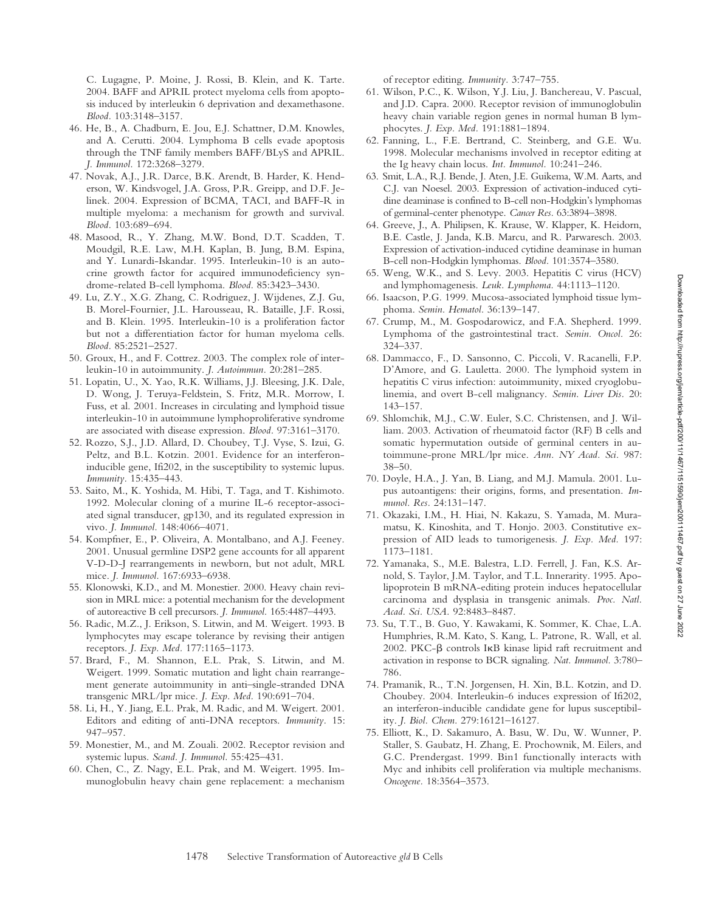C. Lugagne, P. Moine, J. Rossi, B. Klein, and K. Tarte. 2004. BAFF and APRIL protect myeloma cells from apoptosis induced by interleukin 6 deprivation and dexamethasone. *Blood.* 103:3148–3157.

46. He, B., A. Chadburn, E. Jou, E.J. Schattner, D.M. Knowles, and A. Cerutti. 2004. Lymphoma B cells evade apoptosis through the TNF family members BAFF/BLyS and APRIL. *J. Immunol.* 172:3268–3279.
47. Novak, A.J., J.R. Darce, B.K. Arendt, B. Harder, K. Henderson, W. Kindsvogel, J.A. Gross, P.R. Greipp, and D.F. Jelinek. 2004. Expression of BCMA, TACI, and BAFF-R in multiple myeloma: a mechanism for growth and survival. *Blood.* 103:689–694.
48. Masood, R., Y. Zhang, M.W. Bond, D.T. Scadden, T. Moudgil, R.E. Law, M.H. Kaplan, B. Jung, B.M. Espina, and Y. Lunardi-Iskandar. 1995. Interleukin-10 is an autocrine growth factor for acquired immunodeficiency syndrome-related B-cell lymphoma. *Blood.* 85:3423–3430.
49. Lu, Z.Y., X.G. Zhang, C. Rodriguez, J. Wijdenes, Z.J. Gu, B. Morel-Fournier, J.L. Harousseau, R. Bataille, J.F. Rossi, and B. Klein. 1995. Interleukin-10 is a proliferation factor but not a differentiation factor for human myeloma cells. *Blood.* 85:2521–2527.
50. Groux, H., and F. Cottrez. 2003. The complex role of interleukin-10 in autoimmunity. *J. Autoimmun.* 20:281–285.
51. Lopatin, U., X. Yao, R.K. Williams, J.J. Bleesing, J.K. Dale, D. Wong, J. Teruya-Feldstein, S. Fritz, M.R. Morrow, I. Fuss, et al. 2001. Increases in circulating and lymphoid tissue interleukin-10 in autoimmune lymphoproliferative syndrome are associated with disease expression. *Blood.* 97:3161–3170.
52. Rozzo, S.J., J.D. Allard, D. Choubey, T.J. Vyse, S. Izui, G. Peltz, and B.L. Kotzin. 2001. Evidence for an interferon-inducible gene, Ifi202, in the susceptibility to systemic lupus. *Immunity.* 15:435–443.
53. Saito, M., K. Yoshida, M. Hibi, T. Taga, and T. Kishimoto. 1992. Molecular cloning of a murine IL-6 receptor-associated signal transducer, gp130, and its regulated expression in vivo. *J. Immunol.* 148:4066–4071.
54. Kompfner, E., P. Oliveira, A. Montalbano, and A.J. Feeney. 2001. Unusual germline DSP2 gene accounts for all apparent V-D-D-J rearrangements in newborn, but not adult, MRL mice. *J. Immunol.* 167:6933–6938.
55. Klonowski, K.D., and M. Monestier. 2000. Heavy chain revision in MRL mice: a potential mechanism for the development of autoreactive B cell precursors. *J. Immunol.* 165:4487–4493.
56. Radic, M.Z., J. Erikson, S. Litwin, and M. Weigert. 1993. B lymphocytes may escape tolerance by revising their antigen receptors. *J. Exp. Med.* 177:1165–1173.
57. Brard, F., M. Shannon, E.L. Prak, S. Litwin, and M. Weigert. 1999. Somatic mutation and light chain rearrangement generate autoimmunity in anti–single-stranded DNA transgenic MRL/lpr mice. *J. Exp. Med.* 190:691–704.
58. Li, H., Y. Jiang, E.L. Prak, M. Radic, and M. Weigert. 2001. Editors and editing of anti-DNA receptors. *Immunity.* 15: 947–957.
59. Monestier, M., and M. Zouali. 2002. Receptor revision and systemic lupus. *Scand. J. Immunol.* 55:425–431.
60. Chen, C., Z. Nagy, E.L. Prak, and M. Weigert. 1995. Immunoglobulin heavy chain gene replacement: a mechanism of receptor editing. *Immunity.* 3:747–755.
61. Wilson, P.C., K. Wilson, Y.J. Liu, J. Banchereau, V. Pascual, and J.D. Capra. 2000. Receptor revision of immunoglobulin heavy chain variable region genes in normal human B lymphocytes. *J. Exp. Med.* 191:1881–1894.
62. Fanning, L., F.E. Bertrand, C. Steinberg, and G.E. Wu. 1998. Molecular mechanisms involved in receptor editing at the Ig heavy chain locus. *Int. Immunol.* 10:241–246.
63. Smit, L.A., R.J. Bende, J. Aten, J.E. Guikema, W.M. Aarts, and C.J. van Noesel. 2003. Expression of activation-induced cytidine deaminase is confined to B-cell non-Hodgkin's lymphomas of germinal-center phenotype. *Cancer Res.* 63:3894–3898.
64. Greeve, J., A. Philipsen, K. Krause, W. Klapper, K. Heidorn, B.E. Castle, J. Janda, K.B. Marcu, and R. Parwaresch. 2003. Expression of activation-induced cytidine deaminase in human B-cell non-Hodgkin lymphomas. *Blood.* 101:3574–3580.
65. Weng, W.K., and S. Levy. 2003. Hepatitis C virus (HCV) and lymphomagenesis. *Leuk. Lymphoma.* 44:1113–1120.
66. Isaacson, P.G. 1999. Mucosa-associated lymphoid tissue lymphoma. *Semin. Hematol.* 36:139–147.
67. Crump, M., M. Gospodarowicz, and F.A. Shepherd. 1999. Lymphoma of the gastrointestinal tract. *Semin. Oncol.* 26: 324–337.
68. Dammacco, F., D. Sansonno, C. Piccoli, V. Racanelli, F.P. D'Amore, and G. Lauletta. 2000. The lymphoid system in hepatitis C virus infection: autoimmunity, mixed cryoglobulinemia, and overt B-cell malignancy. *Semin. Liver Dis.* 20: 143–157.
69. Shlomchik, M.J., C.W. Euler, S.C. Christensen, and J. William. 2003. Activation of rheumatoid factor (RF) B cells and somatic hypermutation outside of germinal centers in autoimmune-prone MRL/lpr mice. *Ann. NY Acad. Sci.* 987: 38–50.
70. Doyle, H.A., J. Yan, B. Liang, and M.J. Mamula. 2001. Lupus autoantigens: their origins, forms, and presentation. *Immunol. Res.* 24:131–147.
71. Okazaki, I.M., H. Hiai, N. Kakazu, S. Yamada, M. Muramatsu, K. Kinoshita, and T. Honjo. 2003. Constitutive expression of AID leads to tumorigenesis. *J. Exp. Med.* 197: 1173–1181.
72. Yamanaka, S., M.E. Balestra, L.D. Ferrell, J. Fan, K.S. Arnold, S. Taylor, J.M. Taylor, and T.L. Innerarity. 1995. Apolipoprotein B mRNA-editing protein induces hepatocellular carcinoma and dysplasia in transgenic animals. *Proc. Natl. Acad. Sci. USA.* 92:8483–8487.
73. Su, T.T., B. Guo, Y. Kawakami, K. Sommer, K. Chae, L.A. Humphries, R.M. Kato, S. Kang, L. Patrone, R. Wall, et al. 2002. PKC-β controls IκB kinase lipid raft recruitment and activation in response to BCR signaling. *Nat. Immunol.* 3:780–786.
74. Pramanik, R., T.N. Jorgensen, H. Xin, B.L. Kotzin, and D. Choubey. 2004. Interleukin-6 induces expression of Ifi202, an interferon-inducible candidate gene for lupus susceptibility. *J. Biol. Chem.* 279:16121–16127.
75. Elliott, K., D. Sakamuro, A. Basu, W. Du, W. Wunner, P. Staller, S. Gaubatz, H. Zhang, E. Prochownik, M. Eilers, and G.C. Prendergast. 1999. Bin1 functionally interacts with Myc and inhibits cell proliferation via multiple mechanisms. *Oncogene.* 18:3564–3573.